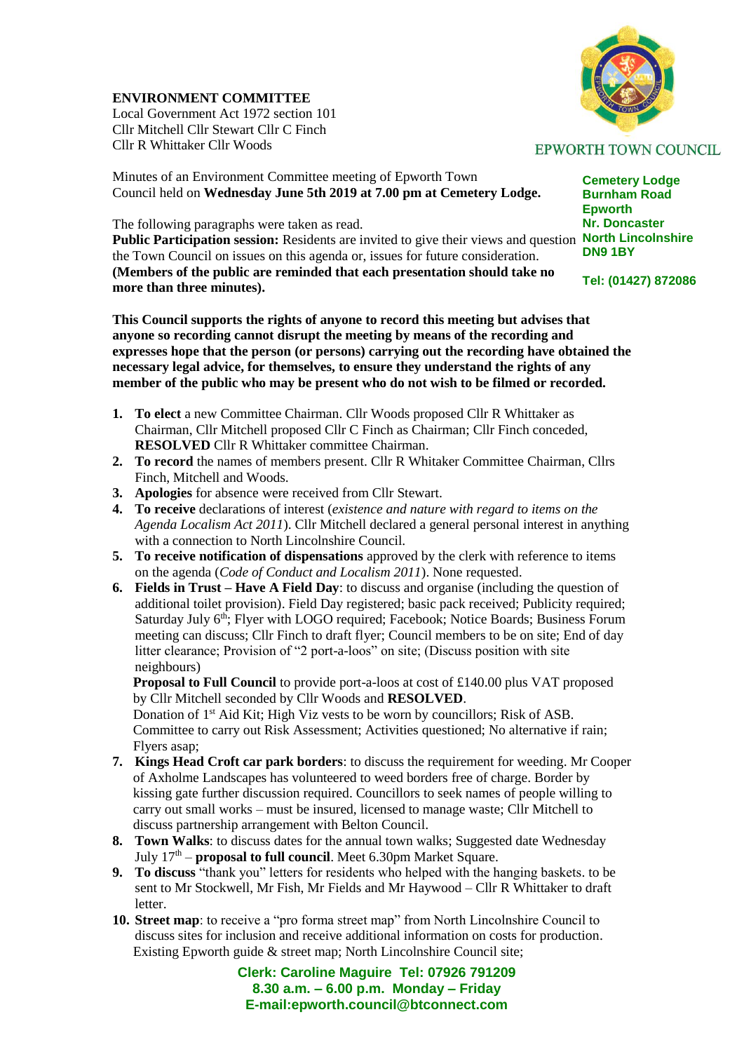**ENVIRONMENT COMMITTEE**
Local Government Act 1972 section 101
Cllr Mitchell Cllr Stewart Cllr C Finch
Cllr R Whittaker Cllr Woods

EPWORTH TOWN COUNCIL

**Cemetery Lodge**
**Burnham Road**
**Epworth**
**Nr. Doncaster**
**North Lincolnshire**
**DN9 1BY**

**Tel: (01427) 872086**

Minutes of an Environment Committee meeting of Epworth Town Council held on **Wednesday June 5th 2019 at 7.00 pm at Cemetery Lodge.**

The following paragraphs were taken as read.
**Public Participation session:** Residents are invited to give their views and question the Town Council on issues on this agenda or, issues for future consideration. **(Members of the public are reminded that each presentation should take no more than three minutes).**

**This Council supports the rights of anyone to record this meeting but advises that anyone so recording cannot disrupt the meeting by means of the recording and expresses hope that the person (or persons) carrying out the recording have obtained the necessary legal advice, for themselves, to ensure they understand the rights of any member of the public who may be present who do not wish to be filmed or recorded.**

1. **To elect** a new Committee Chairman. Cllr Woods proposed Cllr R Whittaker as Chairman, Cllr Mitchell proposed Cllr C Finch as Chairman; Cllr Finch conceded, **RESOLVED** Cllr R Whittaker committee Chairman.
2. **To record** the names of members present. Cllr R Whitaker Committee Chairman, Cllrs Finch, Mitchell and Woods.
3. **Apologies** for absence were received from Cllr Stewart.
4. **To receive** declarations of interest (*existence and nature with regard to items on the Agenda Localism Act 2011*). Cllr Mitchell declared a general personal interest in anything with a connection to North Lincolnshire Council.
5. **To receive notification of dispensations** approved by the clerk with reference to items on the agenda (*Code of Conduct and Localism 2011*). None requested.
6. **Fields in Trust – Have A Field Day**: to discuss and organise (including the question of additional toilet provision). Field Day registered; basic pack received; Publicity required; Saturday July 6th; Flyer with LOGO required; Facebook; Notice Boards; Business Forum meeting can discuss; Cllr Finch to draft flyer; Council members to be on site; End of day litter clearance; Provision of "2 port-a-loos" on site; (Discuss position with site neighbours)
   **Proposal to Full Council** to provide port-a-loos at cost of £140.00 plus VAT proposed by Cllr Mitchell seconded by Cllr Woods and **RESOLVED**.
   Donation of 1st Aid Kit; High Viz vests to be worn by councillors; Risk of ASB. Committee to carry out Risk Assessment; Activities questioned; No alternative if rain; Flyers asap;
7. **Kings Head Croft car park borders**: to discuss the requirement for weeding. Mr Cooper of Axholme Landscapes has volunteered to weed borders free of charge. Border by kissing gate further discussion required. Councillors to seek names of people willing to carry out small works – must be insured, licensed to manage waste; Cllr Mitchell to discuss partnership arrangement with Belton Council.
8. **Town Walks**: to discuss dates for the annual town walks; Suggested date Wednesday July 17th – **proposal to full council**. Meet 6.30pm Market Square.
9. **To discuss** "thank you" letters for residents who helped with the hanging baskets. to be sent to Mr Stockwell, Mr Fish, Mr Fields and Mr Haywood – Cllr R Whittaker to draft letter.
10. **Street map**: to receive a "pro forma street map" from North Lincolnshire Council to discuss sites for inclusion and receive additional information on costs for production. Existing Epworth guide & street map; North Lincolnshire Council site;

**Clerk: Caroline Maguire Tel: 07926 791209**
**8.30 a.m. – 6.00 p.m. Monday – Friday**
**E-mail:epworth.council@btconnect.com**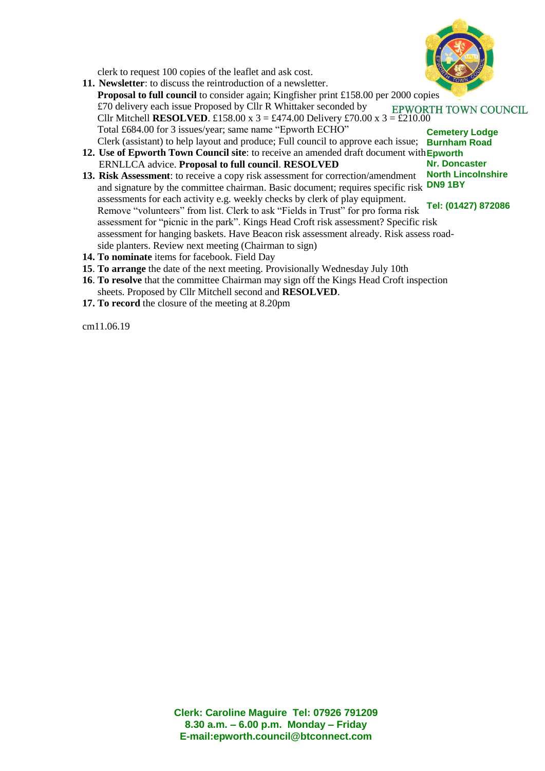clerk to request 100 copies of the leaflet and ask cost.

11. **Newsletter**: to discuss the reintroduction of a newsletter.
    **Proposal to full council** to consider again; Kingfisher print £158.00 per 2000 copies £70 delivery each issue Proposed by Cllr R Whittaker seconded by Cllr Mitchell **RESOLVED**. £158.00 x 3 = £474.00 Delivery £70.00 x 3 = £210.00 Total £684.00 for 3 issues/year; same name "Epworth ECHO"
    Clerk (assistant) to help layout and produce; Full council to approve each issue;
12. **Use of Epworth Town Council site**: to receive an amended draft document with ERNLLCA advice. **Proposal to full council**. **RESOLVED**
13. **Risk Assessment**: to receive a copy risk assessment for correction/amendment and signature by the committee chairman. Basic document; requires specific risk assessments for each activity e.g. weekly checks by clerk of play equipment. Remove "volunteers" from list. Clerk to ask "Fields in Trust" for pro forma risk assessment for "picnic in the park". Kings Head Croft risk assessment? Specific risk assessment for hanging baskets. Have Beacon risk assessment already. Risk assess road-side planters. Review next meeting (Chairman to sign)
14. **To nominate** items for facebook. Field Day
15. **To arrange** the date of the next meeting. Provisionally Wednesday July 10th
16. **To resolve** that the committee Chairman may sign off the Kings Head Croft inspection sheets. Proposed by Cllr Mitchell second and **RESOLVED**.
17. **To record** the closure of the meeting at 8.20pm

cm11.06.19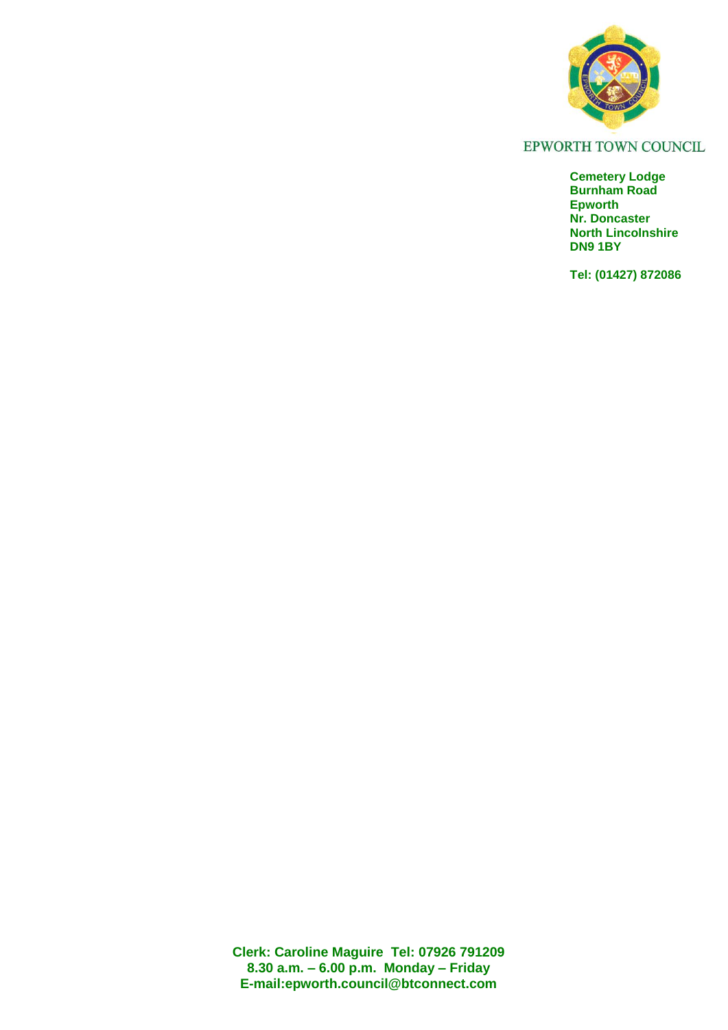EPWORTH TOWN COUNCIL

**Cemetery Lodge**
**Burnham Road**
**Epworth**
**Nr. Doncaster**
**North Lincolnshire**
**DN9 1BY**

**Tel: (01427) 872086**

**Clerk: Caroline Maguire Tel: 07926 791209**
**8.30 a.m. – 6.00 p.m. Monday – Friday**
**E-mail:epworth.council@btconnect.com**